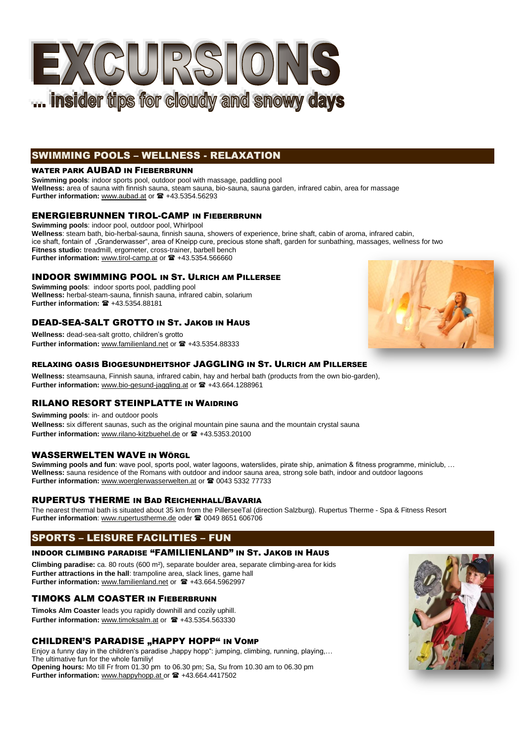# EXCURSIONS

**... insider tips for cloudy and snowy days**

## SWIMMING POOLS – WELLNESS - RELAXATION

### WATER PARK AUBAD IN FIEBERBRUNN

**Swimming pools**: indoor sports pool, outdoor pool with massage, paddling pool
**Wellness:** area of sauna with finnish sauna, steam sauna, bio-sauna, sauna garden, infrared cabin, area for massage
**Further information:** www.aubad.at or ☎ +43.5354.56293

### ENERGIEBRUNNEN TIROL-CAMP IN FIEBERBRUNN

**Swimming pools**: indoor pool, outdoor pool, Whirlpool
**Wellness**: steam bath, bio-herbal-sauna, finnish sauna, showers of experience, brine shaft, cabin of aroma, infrared cabin, ice shaft, fontain of „Granderwasser", area of Kneipp cure, precious stone shaft, garden for sunbathing, massages, wellness for two
**Fitness studio:** treadmill, ergometer, cross-trainer, barbell bench
**Further information:** www.tirol-camp.at or ☎ +43.5354.566660

### INDOOR SWIMMING POOL IN ST. ULRICH AM PILLERSEE

**Swimming pools**: indoor sports pool, paddling pool
**Wellness:** herbal-steam-sauna, finnish sauna, infrared cabin, solarium
**Further information:** ☎ +43.5354.88181

### DEAD-SEA-SALT GROTTO IN ST. JAKOB IN HAUS

**Wellness:** dead-sea-salt grotto, children's grotto
**Further information:** www.familienland.net or ☎ +43.5354.88333

### RELAXING OASIS BIOGESUNDHEITSHOF JAGGLING IN ST. ULRICH AM PILLERSEE

**Wellness:** steamsauna, Finnish sauna, infrared cabin, hay and herbal bath (products from the own bio-garden),
**Further information:** www.bio-gesund-jaggling.at or ☎ +43.664.1288961

### RILANO RESORT STEINPLATTE IN WAIDRING

**Swimming pools**: in- and outdoor pools
**Wellness:** six different saunas, such as the original mountain pine sauna and the mountain crystal sauna
**Further information:** www.rilano-kitzbuehel.de or ☎ +43.5353.20100

### WASSERWELTEN WAVE IN WÖRGL

**Swimming pools and fun**: wave pool, sports pool, water lagoons, waterslides, pirate ship, animation & fitness programme, miniclub, …
**Wellness:** sauna residence of the Romans with outdoor and indoor sauna area, strong sole bath, indoor and outdoor lagoons
**Further information:** www.woerglerwasserwelten.at or ☎ 0043 5332 77733

### RUPERTUS THERME IN BAD REICHENHALL/BAVARIA

The nearest thermal bath is situated about 35 km from the PillerseeTal (direction Salzburg). Rupertus Therme - Spa & Fitness Resort
**Further information**: www.rupertustherme.de oder ☎ 0049 8651 606706

## SPORTS – LEISURE FACILITIES – FUN

### INDOOR CLIMBING PARADISE "FAMILIENLAND" IN ST. JAKOB IN HAUS

**Climbing paradise:** ca. 80 routs (600 m²), separate boulder area, separate climbing-area for kids
**Further attractions in the hall**: trampoline area, slack lines, game hall
**Further information:** www.familienland.net or ☎ +43.664.5962997

### TIMOKS ALM COASTER IN FIEBERBRUNN

**Timoks Alm Coaster** leads you rapidly downhill and cozily uphill.
**Further information:** www.timoksalm.at or ☎ +43.5354.563330

### CHILDREN'S PARADISE „HAPPY HOPP" IN VOMP

Enjoy a funny day in the children's paradise „happy hopp": jumping, climbing, running, playing,…
The ultimative fun for the whole familiy!
**Opening hours:** Mo till Fr from 01.30 pm to 06.30 pm; Sa, Su from 10.30 am to 06.30 pm
**Further information:** www.happyhopp.at or ☎ +43.664.4417502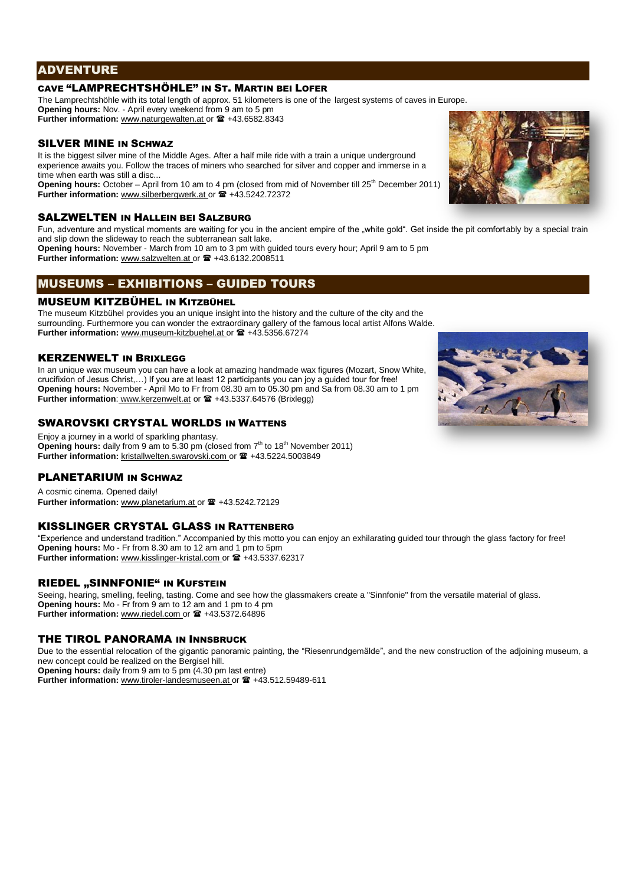## ADVENTURE

### CAVE "LAMPRECHTSHÖHLE" IN ST. MARTIN BEI LOFER

The Lamprechtshöhle with its total length of approx. 51 kilometers is one of the largest systems of caves in Europe.
**Opening hours:** Nov. - April every weekend from 9 am to 5 pm
**Further information:** www.naturgewalten.at or ☎ +43.6582.8343

### SILVER MINE IN SCHWAZ

It is the biggest silver mine of the Middle Ages. After a half mile ride with a train a unique underground experience awaits you. Follow the traces of miners who searched for silver and copper and immerse in a time when earth was still a disc...
**Opening hours:** October – April from 10 am to 4 pm (closed from mid of November till 25th December 2011)
**Further information:** www.silberbergwerk.at or ☎ +43.5242.72372

### SALZWELTEN IN HALLEIN BEI SALZBURG

Fun, adventure and mystical moments are waiting for you in the ancient empire of the „white gold". Get inside the pit comfortably by a special train and slip down the slideway to reach the subterranean salt lake.
**Opening hours:** November - March from 10 am to 3 pm with guided tours every hour; April 9 am to 5 pm
**Further information:** www.salzwelten.at or ☎ +43.6132.2008511

## MUSEUMS – EXHIBITIONS – GUIDED TOURS

### MUSEUM KITZBÜHEL IN KITZBÜHEL

The museum Kitzbühel provides you an unique insight into the history and the culture of the city and the surrounding. Furthermore you can wonder the extraordinary gallery of the famous local artist Alfons Walde.
**Further information:** www.museum-kitzbuehel.at or ☎ +43.5356.67274

### KERZENWELT IN BRIXLEGG

In an unique wax museum you can have a look at amazing handmade wax figures (Mozart, Snow White, crucifixion of Jesus Christ,…) If you are at least 12 participants you can joy a guided tour for free!
**Opening hours:** November - April Mo to Fr from 08.30 am to 05.30 pm and Sa from 08.30 am to 1 pm
**Further information**: www.kerzenwelt.at or ☎ +43.5337.64576 (Brixlegg)

### SWAROVSKI CRYSTAL WORLDS IN WATTENS

Enjoy a journey in a world of sparkling phantasy.
**Opening hours:** daily from 9 am to 5.30 pm (closed from 7th to 18th November 2011)
**Further information:** kristallwelten.swarovski.com or ☎ +43.5224.5003849

### PLANETARIUM IN SCHWAZ

A cosmic cinema. Opened daily!
**Further information:** www.planetarium.at or ☎ +43.5242.72129

### KISSLINGER CRYSTAL GLASS IN RATTENBERG

"Experience and understand tradition." Accompanied by this motto you can enjoy an exhilarating guided tour through the glass factory for free!
**Opening hours:** Mo - Fr from 8.30 am to 12 am and 1 pm to 5pm
**Further information:** www.kisslinger-kristal.com or ☎ +43.5337.62317

### RIEDEL „SINNFONIE" IN KUFSTEIN

Seeing, hearing, smelling, feeling, tasting. Come and see how the glassmakers create a "Sinnfonie" from the versatile material of glass.
**Opening hours:** Mo - Fr from 9 am to 12 am and 1 pm to 4 pm
**Further information:** www.riedel.com or ☎ +43.5372.64896

### THE TIROL PANORAMA IN INNSBRUCK

Due to the essential relocation of the gigantic panoramic painting, the "Riesenrundgemälde", and the new construction of the adjoining museum, a new concept could be realized on the Bergisel hill.
**Opening hours:** daily from 9 am to 5 pm (4.30 pm last entre)
**Further information:** www.tiroler-landesmuseen.at or ☎ +43.512.59489-611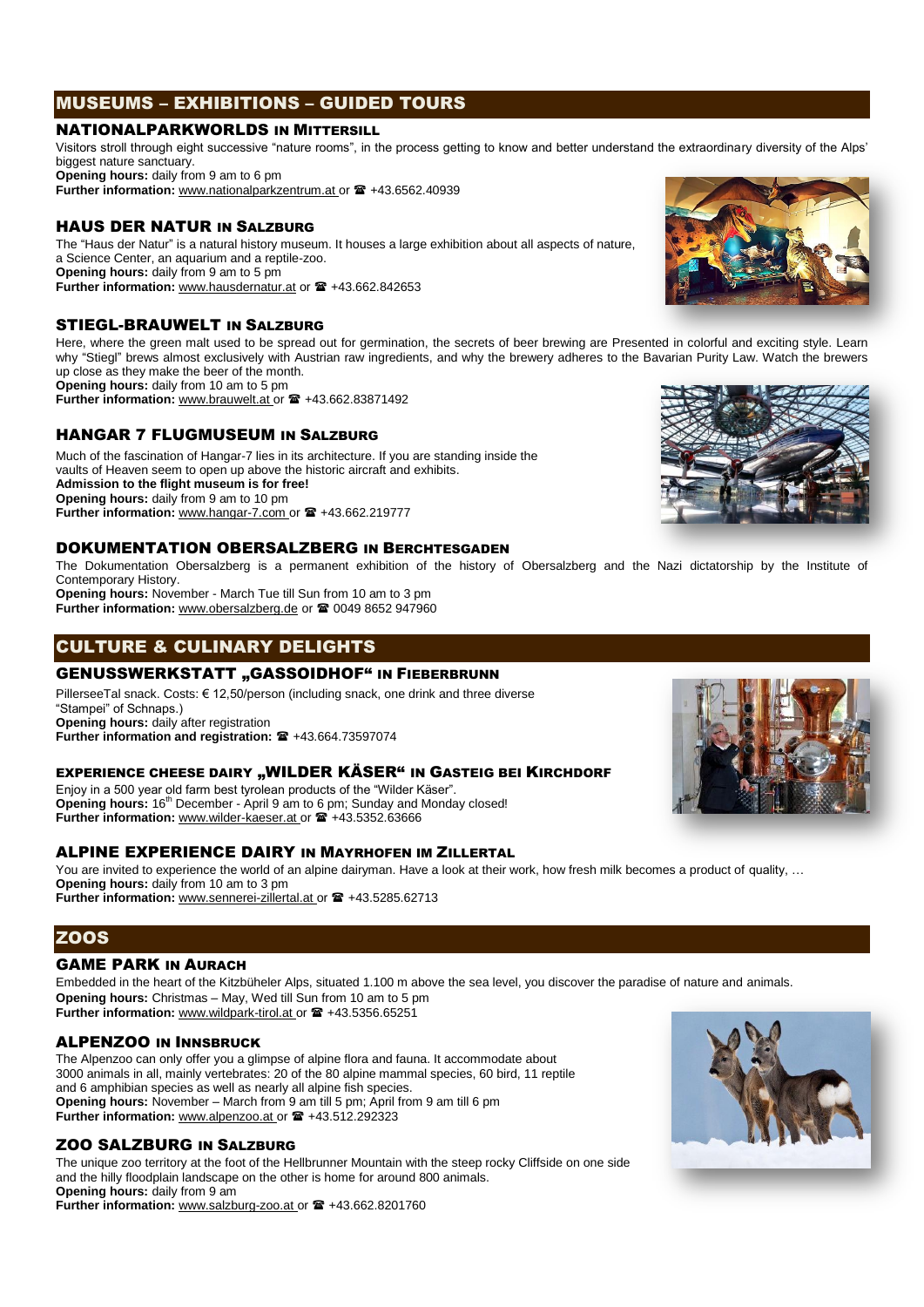## MUSEUMS – EXHIBITIONS – GUIDED TOURS

### NATIONALPARKWORLDS IN MITTERSILL

Visitors stroll through eight successive "nature rooms", in the process getting to know and better understand the extraordinary diversity of the Alps' biggest nature sanctuary.
**Opening hours:** daily from 9 am to 6 pm
**Further information:** www.nationalparkzentrum.at or ☎ +43.6562.40939

### HAUS DER NATUR IN SALZBURG

The "Haus der Natur" is a natural history museum. It houses a large exhibition about all aspects of nature, a Science Center, an aquarium and a reptile-zoo.
**Opening hours:** daily from 9 am to 5 pm
**Further information:** www.hausdernatur.at or ☎ +43.662.842653

### STIEGL-BRAUWELT IN SALZBURG

Here, where the green malt used to be spread out for germination, the secrets of beer brewing are Presented in colorful and exciting style. Learn why "Stiegl" brews almost exclusively with Austrian raw ingredients, and why the brewery adheres to the Bavarian Purity Law. Watch the brewers up close as they make the beer of the month.
**Opening hours:** daily from 10 am to 5 pm
**Further information:** www.brauwelt.at or ☎ +43.662.83871492

### HANGAR 7 FLUGMUSEUM IN SALZBURG

Much of the fascination of Hangar-7 lies in its architecture. If you are standing inside the vaults of Heaven seem to open up above the historic aircraft and exhibits.
**Admission to the flight museum is for free!**
**Opening hours:** daily from 9 am to 10 pm
**Further information:** www.hangar-7.com or ☎ +43.662.219777

### DOKUMENTATION OBERSALZBERG IN BERCHTESGADEN

The Dokumentation Obersalzberg is a permanent exhibition of the history of Obersalzberg and the Nazi dictatorship by the Institute of Contemporary History.
**Opening hours:** November - March Tue till Sun from 10 am to 3 pm
**Further information:** www.obersalzberg.de or ☎ 0049 8652 947960

## CULTURE & CULINARY DELIGHTS

### GENUSSWERKSTATT „GASSOIDHOF" IN FIEBERBRUNN

PillerseeTal snack. Costs: € 12,50/person (including snack, one drink and three diverse "Stampei" of Schnaps.)
**Opening hours:** daily after registration
**Further information and registration:** ☎ +43.664.73597074

### EXPERIENCE CHEESE DAIRY „WILDER KÄSER" IN GASTEIG BEI KIRCHDORF

Enjoy in a 500 year old farm best tyrolean products of the "Wilder Käser".
**Opening hours:** 16th December - April 9 am to 6 pm; Sunday and Monday closed!
**Further information:** www.wilder-kaeser.at or ☎ +43.5352.63666

### ALPINE EXPERIENCE DAIRY IN MAYRHOFEN IM ZILLERTAL

You are invited to experience the world of an alpine dairyman. Have a look at their work, how fresh milk becomes a product of quality, …
**Opening hours:** daily from 10 am to 3 pm
**Further information:** www.sennerei-zillertal.at or ☎ +43.5285.62713

## ZOOS

### GAME PARK IN AURACH

Embedded in the heart of the Kitzbüheler Alps, situated 1.100 m above the sea level, you discover the paradise of nature and animals.
**Opening hours:** Christmas – May, Wed till Sun from 10 am to 5 pm
**Further information:** www.wildpark-tirol.at or ☎ +43.5356.65251

### ALPENZOO IN INNSBRUCK

The Alpenzoo can only offer you a glimpse of alpine flora and fauna. It accommodate about 3000 animals in all, mainly vertebrates: 20 of the 80 alpine mammal species, 60 bird, 11 reptile and 6 amphibian species as well as nearly all alpine fish species.
**Opening hours:** November – March from 9 am till 5 pm; April from 9 am till 6 pm
**Further information:** www.alpenzoo.at or ☎ +43.512.292323

### ZOO SALZBURG IN SALZBURG

The unique zoo territory at the foot of the Hellbrunner Mountain with the steep rocky Cliffside on one side and the hilly floodplain landscape on the other is home for around 800 animals.
**Opening hours:** daily from 9 am
**Further information:** www.salzburg-zoo.at or ☎ +43.662.8201760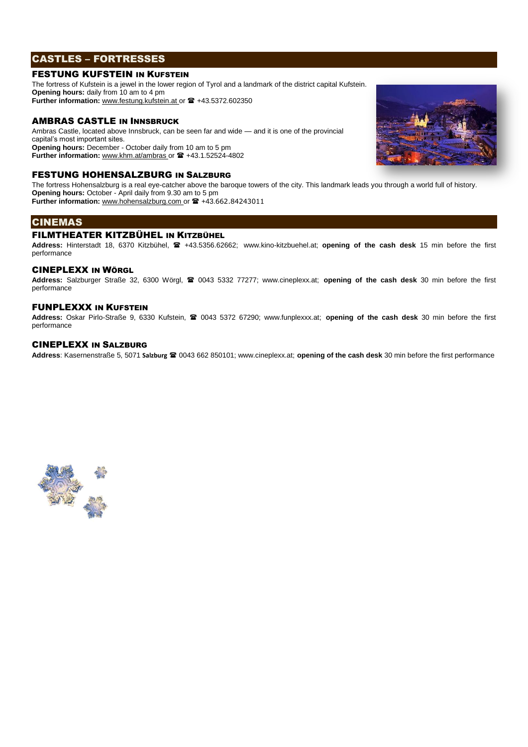## CASTLES – FORTRESSES

### FESTUNG KUFSTEIN IN KUFSTEIN

The fortress of Kufstein is a jewel in the lower region of Tyrol and a landmark of the district capital Kufstein.
**Opening hours:** daily from 10 am to 4 pm
**Further information:** www.festung.kufstein.at or ☎ +43.5372.602350

### AMBRAS CASTLE IN INNSBRUCK

Ambras Castle, located above Innsbruck, can be seen far and wide — and it is one of the provincial capital's most important sites.
**Opening hours:** December - October daily from 10 am to 5 pm
**Further information:** www.khm.at/ambras or ☎ +43.1.52524-4802

### FESTUNG HOHENSALZBURG IN SALZBURG

The fortress Hohensalzburg is a real eye-catcher above the baroque towers of the city. This landmark leads you through a world full of history.
**Opening hours:** October - April daily from 9.30 am to 5 pm
**Further information:** www.hohensalzburg.com or ☎ +43.662.84243011

## CINEMAS

### FILMTHEATER KITZBÜHEL IN KITZBÜHEL

**Address:** Hinterstadt 18, 6370 Kitzbühel, ☎ +43.5356.62662; www.kino-kitzbuehel.at; **opening of the cash desk** 15 min before the first performance

### CINEPLEXX IN WÖRGL

**Address:** Salzburger Straße 32, 6300 Wörgl, ☎ 0043 5332 77277; www.cineplexx.at; **opening of the cash desk** 30 min before the first performance

### FUNPLEXXX IN KUFSTEIN

**Address:** Oskar Pirlo-Straße 9, 6330 Kufstein, ☎ 0043 5372 67290; www.funplexxx.at; **opening of the cash desk** 30 min before the first performance

### CINEPLEXX IN SALZBURG

**Address**: Kasernenstraße 5, 5071 **Salzburg** ☎ 0043 662 850101; www.cineplexx.at; **opening of the cash desk** 30 min before the first performance